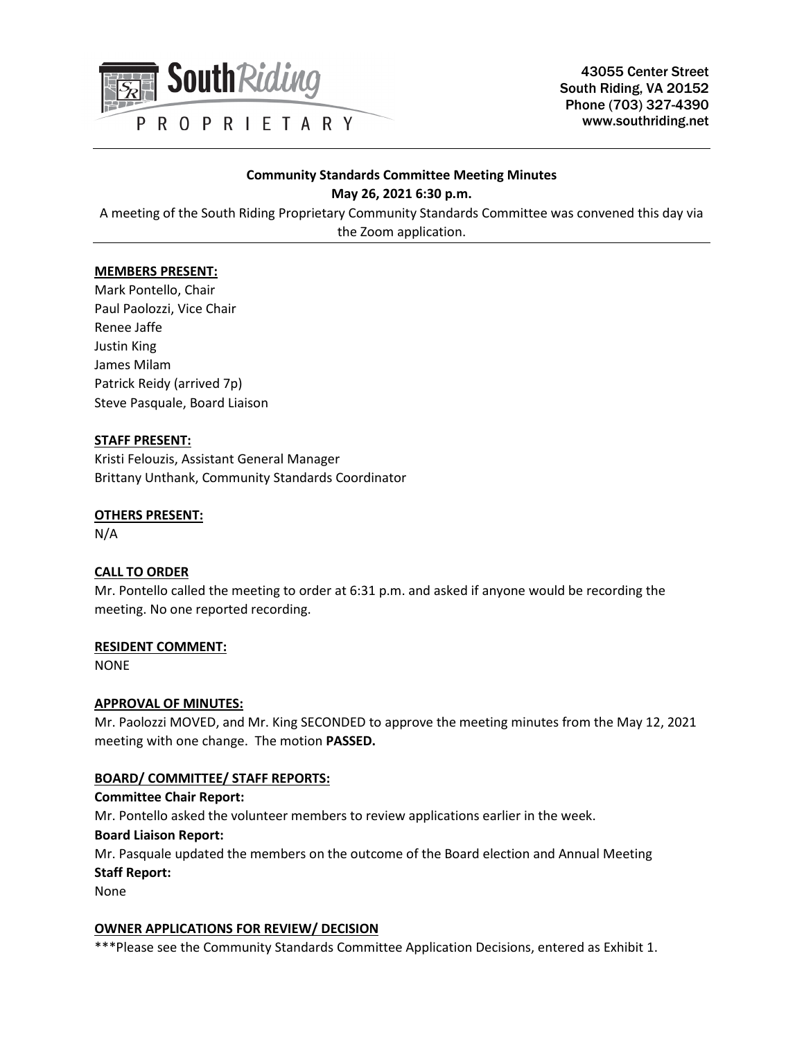43055 Center Street
South Riding, VA 20152
Phone (703) 327-4390
www.southriding.net

**Community Standards Committee Meeting Minutes**
**May 26, 2021 6:30 p.m.**

A meeting of the South Riding Proprietary Community Standards Committee was convened this day via the Zoom application.

**MEMBERS PRESENT:**

Mark Pontello, Chair
Paul Paolozzi, Vice Chair
Renee Jaffe
Justin King
James Milam
Patrick Reidy (arrived 7p)
Steve Pasquale, Board Liaison

**STAFF PRESENT:**

Kristi Felouzis, Assistant General Manager
Brittany Unthank, Community Standards Coordinator

**OTHERS PRESENT:**

N/A

**CALL TO ORDER**

Mr. Pontello called the meeting to order at 6:31 p.m. and asked if anyone would be recording the meeting. No one reported recording.

**RESIDENT COMMENT:**

NONE

**APPROVAL OF MINUTES:**

Mr. Paolozzi MOVED, and Mr. King SECONDED to approve the meeting minutes from the May 12, 2021 meeting with one change. The motion **PASSED.**

**BOARD/ COMMITTEE/ STAFF REPORTS:**

**Committee Chair Report:**

Mr. Pontello asked the volunteer members to review applications earlier in the week.

**Board Liaison Report:**

Mr. Pasquale updated the members on the outcome of the Board election and Annual Meeting

**Staff Report:**

None

**OWNER APPLICATIONS FOR REVIEW/ DECISION**

***Please see the Community Standards Committee Application Decisions, entered as Exhibit 1.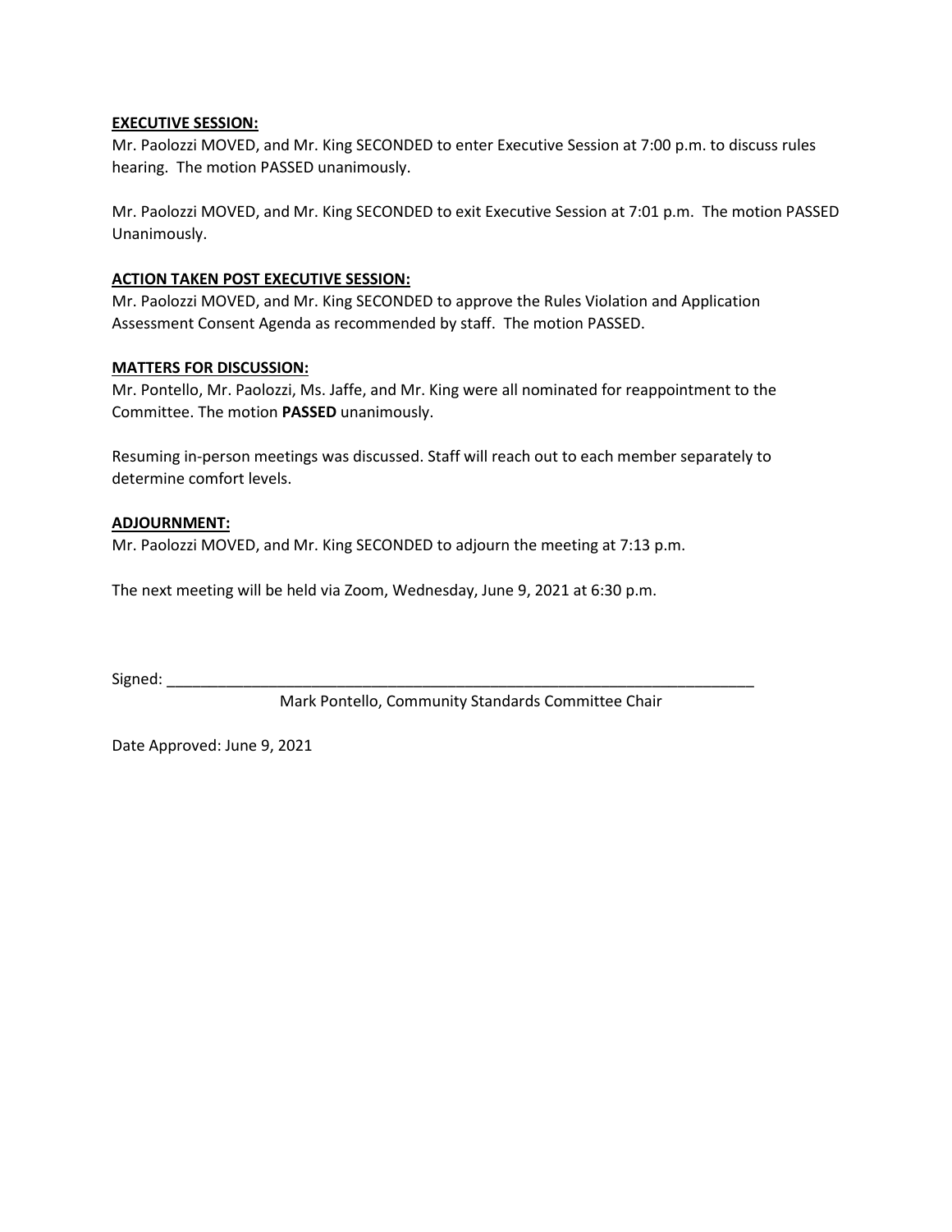**EXECUTIVE SESSION:**

Mr. Paolozzi MOVED, and Mr. King SECONDED to enter Executive Session at 7:00 p.m. to discuss rules hearing. The motion PASSED unanimously.

Mr. Paolozzi MOVED, and Mr. King SECONDED to exit Executive Session at 7:01 p.m. The motion PASSED Unanimously.

**ACTION TAKEN POST EXECUTIVE SESSION:**

Mr. Paolozzi MOVED, and Mr. King SECONDED to approve the Rules Violation and Application Assessment Consent Agenda as recommended by staff. The motion PASSED.

**MATTERS FOR DISCUSSION:**

Mr. Pontello, Mr. Paolozzi, Ms. Jaffe, and Mr. King were all nominated for reappointment to the Committee. The motion **PASSED** unanimously.

Resuming in-person meetings was discussed. Staff will reach out to each member separately to determine comfort levels.

**ADJOURNMENT:**

Mr. Paolozzi MOVED, and Mr. King SECONDED to adjourn the meeting at 7:13 p.m.

The next meeting will be held via Zoom, Wednesday, June 9, 2021 at 6:30 p.m.

Signed: ___________________________________________________________________________

Mark Pontello, Community Standards Committee Chair

Date Approved: June 9, 2021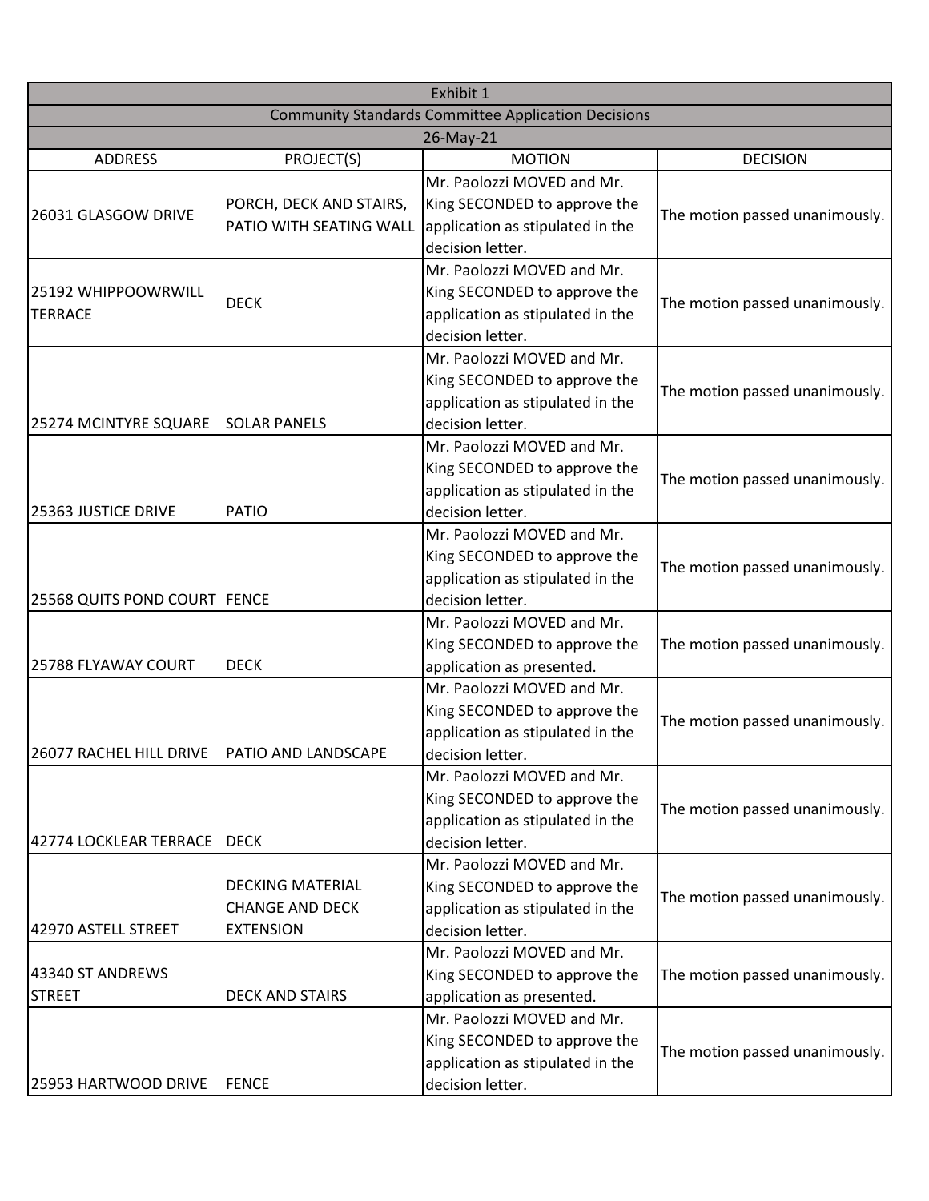| Exhibit 1 | | | |
|---|---|---|---|
| Community Standards Committee Application Decisions | | | |
| 26-May-21 | | | |
| ADDRESS | PROJECT(S) | MOTION | DECISION |
| 26031 GLASGOW DRIVE | PORCH, DECK AND STAIRS, PATIO WITH SEATING WALL | Mr. Paolozzi MOVED and Mr. King SECONDED to approve the application as stipulated in the decision letter. | The motion passed unanimously. |
| 25192 WHIPPOOWRWILL TERRACE | DECK | Mr. Paolozzi MOVED and Mr. King SECONDED to approve the application as stipulated in the decision letter. | The motion passed unanimously. |
| 25274 MCINTYRE SQUARE | SOLAR PANELS | Mr. Paolozzi MOVED and Mr. King SECONDED to approve the application as stipulated in the decision letter. | The motion passed unanimously. |
| 25363 JUSTICE DRIVE | PATIO | Mr. Paolozzi MOVED and Mr. King SECONDED to approve the application as stipulated in the decision letter. | The motion passed unanimously. |
| 25568 QUITS POND COURT | FENCE | Mr. Paolozzi MOVED and Mr. King SECONDED to approve the application as stipulated in the decision letter. | The motion passed unanimously. |
| 25788 FLYAWAY COURT | DECK | Mr. Paolozzi MOVED and Mr. King SECONDED to approve the application as presented. | The motion passed unanimously. |
| 26077 RACHEL HILL DRIVE | PATIO AND LANDSCAPE | Mr. Paolozzi MOVED and Mr. King SECONDED to approve the application as stipulated in the decision letter. | The motion passed unanimously. |
| 42774 LOCKLEAR TERRACE | DECK | Mr. Paolozzi MOVED and Mr. King SECONDED to approve the application as stipulated in the decision letter. | The motion passed unanimously. |
| 42970 ASTELL STREET | DECKING MATERIAL CHANGE AND DECK EXTENSION | Mr. Paolozzi MOVED and Mr. King SECONDED to approve the application as stipulated in the decision letter. | The motion passed unanimously. |
| 43340 ST ANDREWS STREET | DECK AND STAIRS | Mr. Paolozzi MOVED and Mr. King SECONDED to approve the application as presented. | The motion passed unanimously. |
| 25953 HARTWOOD DRIVE | FENCE | Mr. Paolozzi MOVED and Mr. King SECONDED to approve the application as stipulated in the decision letter. | The motion passed unanimously. |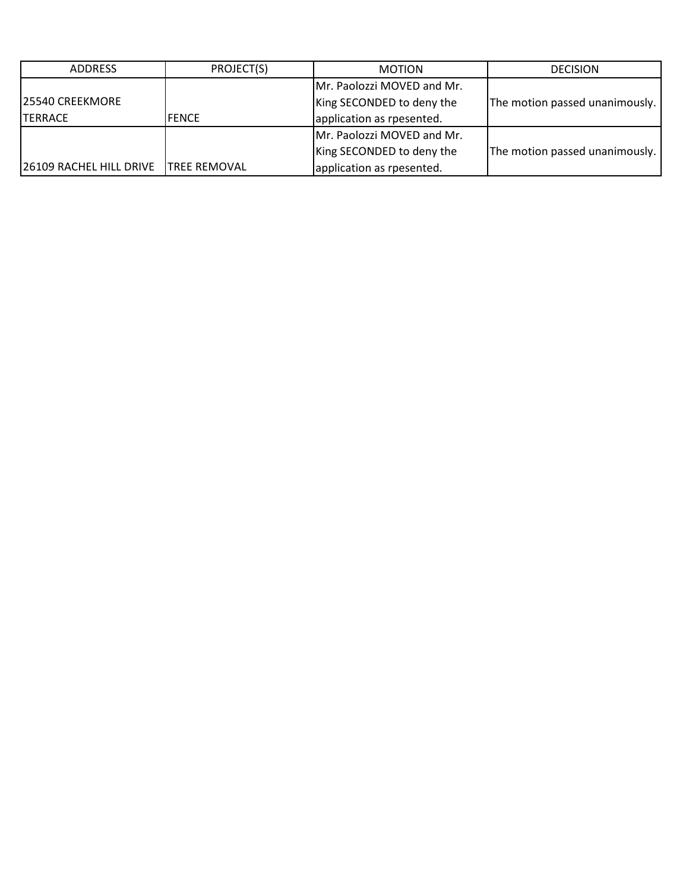| ADDRESS | PROJECT(S) | MOTION | DECISION |
| --- | --- | --- | --- |
| 25540 CREEKMORE TERRACE | FENCE | Mr. Paolozzi MOVED and Mr. King SECONDED to deny the application as rpesented. | The motion passed unanimously. |
| 26109 RACHEL HILL DRIVE | TREE REMOVAL | Mr. Paolozzi MOVED and Mr. King SECONDED to deny the application as rpesented. | The motion passed unanimously. |